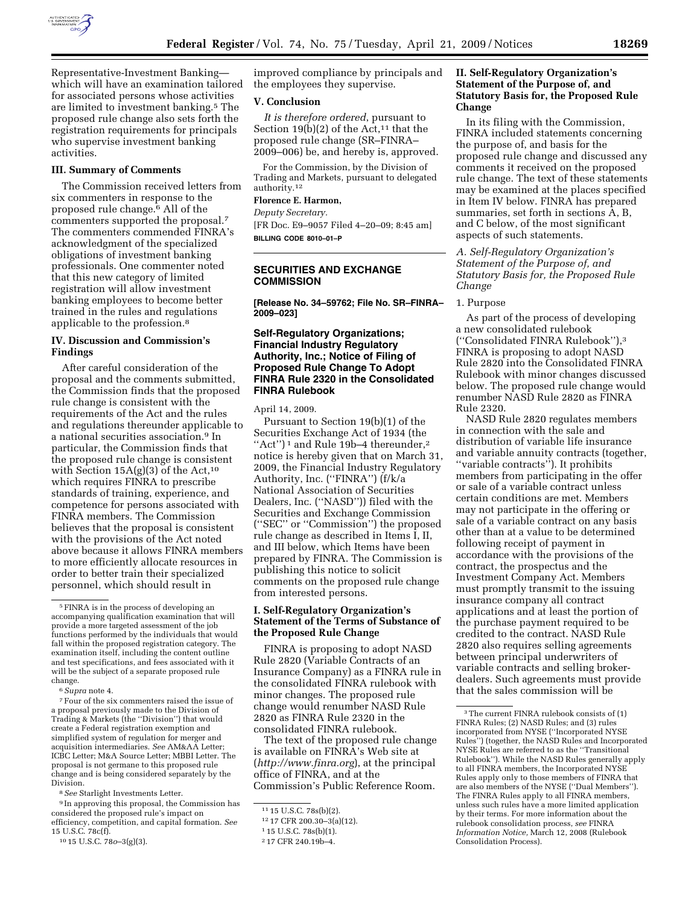Representative-Investment Banking—which will have an examination tailored for associated persons whose activities are limited to investment banking.[5] The proposed rule change also sets forth the registration requirements for principals who supervise investment banking activities.

### III. Summary of Comments

The Commission received letters from six commenters in response to the proposed rule change.[6] All of the commenters supported the proposal.[7] The commenters commended FINRA's acknowledgment of the specialized obligations of investment banking professionals. One commenter noted that this new category of limited registration will allow investment banking employees to become better trained in the rules and regulations applicable to the profession.[8]

### IV. Discussion and Commission's Findings

After careful consideration of the proposal and the comments submitted, the Commission finds that the proposed rule change is consistent with the requirements of the Act and the rules and regulations thereunder applicable to a national securities association.[9] In particular, the Commission finds that the proposed rule change is consistent with Section 15A(g)(3) of the Act,[10] which requires FINRA to prescribe standards of training, experience, and competence for persons associated with FINRA members. The Commission believes that the proposal is consistent with the provisions of the Act noted above because it allows FINRA members to more efficiently allocate resources in order to better train their specialized personnel, which should result in improved compliance by principals and the employees they supervise.

### V. Conclusion

*It is therefore ordered*, pursuant to Section 19(b)(2) of the Act,[11] that the proposed rule change (SR–FINRA–2009–006) be, and hereby is, approved.

For the Commission, by the Division of Trading and Markets, pursuant to delegated authority.[12]

**Florence E. Harmon,**

*Deputy Secretary.*

[FR Doc. E9–9057 Filed 4–20–09; 8:45 am]

**BILLING CODE 8010–01–P**

---

[5] FINRA is in the process of developing an accompanying qualification examination that will provide a more targeted assessment of the job functions performed by the individuals that would fall within the proposed registration category. The examination itself, including the content outline and test specifications, and fees associated with it will be the subject of a separate proposed rule change.

[6] *Supra* note 4.

[7] Four of the six commenters raised the issue of a proposal previously made to the Division of Trading & Markets (the "Division") that would create a Federal registration exemption and simplified system of regulation for merger and acquisition intermediaries. *See* AM&AA Letter; ICBC Letter; M&A Source Letter; MBBI Letter. The proposal is not germane to this proposed rule change and is being considered separately by the Division.

[8] *See* Starlight Investments Letter.

[9] In approving this proposal, the Commission has considered the proposed rule's impact on efficiency, competition, and capital formation. *See* 15 U.S.C. 78c(f).

[10] 15 U.S.C. 78*o*–3(g)(3).

[11] 15 U.S.C. 78s(b)(2).

[12] 17 CFR 200.30–3(a)(12).

---

## SECURITIES AND EXCHANGE COMMISSION

**[Release No. 34–59762; File No. SR–FINRA–2009–023]**

## Self-Regulatory Organizations; Financial Industry Regulatory Authority, Inc.; Notice of Filing of Proposed Rule Change To Adopt FINRA Rule 2320 in the Consolidated FINRA Rulebook

April 14, 2009.

Pursuant to Section 19(b)(1) of the Securities Exchange Act of 1934 (the "Act")[1] and Rule 19b–4 thereunder,[2] notice is hereby given that on March 31, 2009, the Financial Industry Regulatory Authority, Inc. ("FINRA") (f/k/a National Association of Securities Dealers, Inc. ("NASD")) filed with the Securities and Exchange Commission ("SEC" or "Commission") the proposed rule change as described in Items I, II, and III below, which Items have been prepared by FINRA. The Commission is publishing this notice to solicit comments on the proposed rule change from interested persons.

### I. Self-Regulatory Organization's Statement of the Terms of Substance of the Proposed Rule Change

FINRA is proposing to adopt NASD Rule 2820 (Variable Contracts of an Insurance Company) as a FINRA rule in the consolidated FINRA rulebook with minor changes. The proposed rule change would renumber NASD Rule 2820 as FINRA Rule 2320 in the consolidated FINRA rulebook.

The text of the proposed rule change is available on FINRA's Web site at (*http://www.finra.org*), at the principal office of FINRA, and at the Commission's Public Reference Room.

### II. Self-Regulatory Organization's Statement of the Purpose of, and Statutory Basis for, the Proposed Rule Change

In its filing with the Commission, FINRA included statements concerning the purpose of, and basis for the proposed rule change and discussed any comments it received on the proposed rule change. The text of these statements may be examined at the places specified in Item IV below. FINRA has prepared summaries, set forth in sections A, B, and C below, of the most significant aspects of such statements.

*A. Self-Regulatory Organization's Statement of the Purpose of, and Statutory Basis for, the Proposed Rule Change*

1. Purpose

As part of the process of developing a new consolidated rulebook ("Consolidated FINRA Rulebook"),[3] FINRA is proposing to adopt NASD Rule 2820 into the Consolidated FINRA Rulebook with minor changes discussed below. The proposed rule change would renumber NASD Rule 2820 as FINRA Rule 2320.

NASD Rule 2820 regulates members in connection with the sale and distribution of variable life insurance and variable annuity contracts (together, "variable contracts"). It prohibits members from participating in the offer or sale of a variable contract unless certain conditions are met. Members may not participate in the offering or sale of a variable contract on any basis other than at a value to be determined following receipt of payment in accordance with the provisions of the contract, the prospectus and the Investment Company Act. Members must promptly transmit to the issuing insurance company all contract applications and at least the portion of the purchase payment required to be credited to the contract. NASD Rule 2820 also requires selling agreements between principal underwriters of variable contracts and selling broker-dealers. Such agreements must provide that the sales commission will be

---

[1] 15 U.S.C. 78s(b)(1).

[2] 17 CFR 240.19b–4.

[3] The current FINRA rulebook consists of (1) FINRA Rules; (2) NASD Rules; and (3) rules incorporated from NYSE ("Incorporated NYSE Rules") (together, the NASD Rules and Incorporated NYSE Rules are referred to as the "Transitional Rulebook"). While the NASD Rules generally apply to all FINRA members, the Incorporated NYSE Rules apply only to those members of FINRA that are also members of the NYSE ("Dual Members"). The FINRA Rules apply to all FINRA members, unless such rules have a more limited application by their terms. For more information about the rulebook consolidation process, *see* FINRA *Information Notice*, March 12, 2008 (Rulebook Consolidation Process).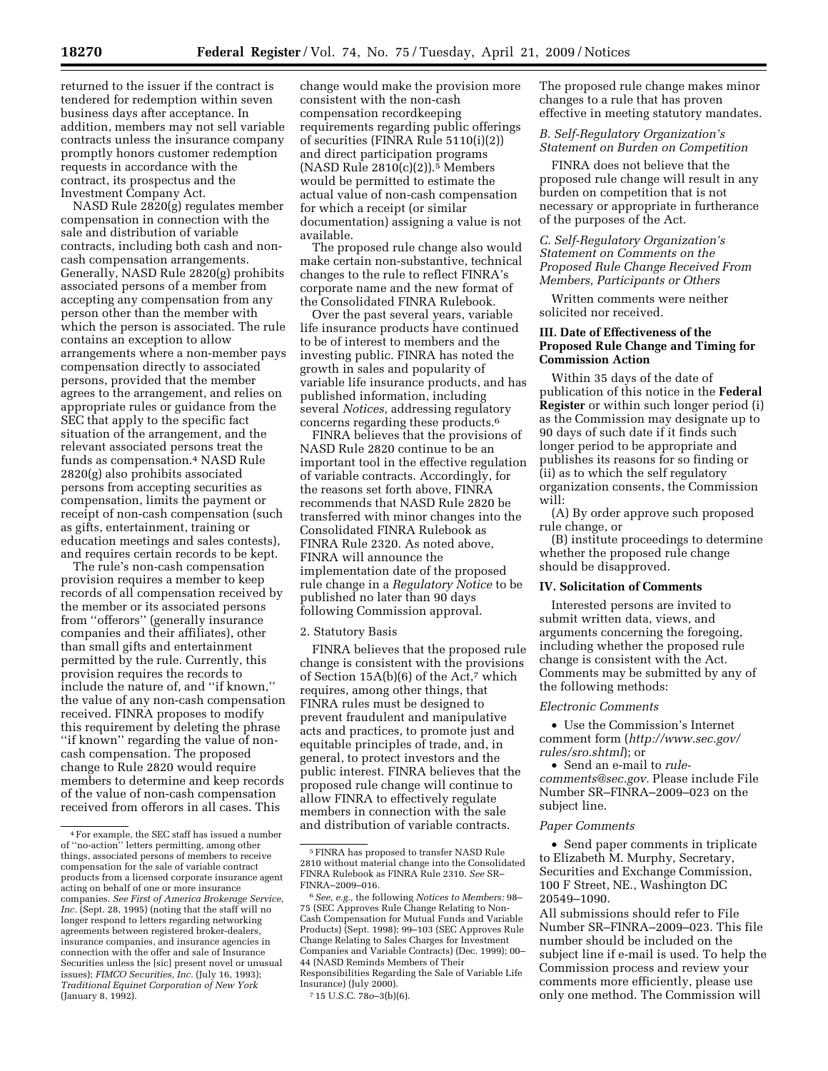returned to the issuer if the contract is tendered for redemption within seven business days after acceptance. In addition, members may not sell variable contracts unless the insurance company promptly honors customer redemption requests in accordance with the contract, its prospectus and the Investment Company Act.

NASD Rule 2820(g) regulates member compensation in connection with the sale and distribution of variable contracts, including both cash and non-cash compensation arrangements. Generally, NASD Rule 2820(g) prohibits associated persons of a member from accepting any compensation from any person other than the member with which the person is associated. The rule contains an exception to allow arrangements where a non-member pays compensation directly to associated persons, provided that the member agrees to the arrangement, and relies on appropriate rules or guidance from the SEC that apply to the specific fact situation of the arrangement, and the relevant associated persons treat the funds as compensation.[4] NASD Rule 2820(g) also prohibits associated persons from accepting securities as compensation, limits the payment or receipt of non-cash compensation (such as gifts, entertainment, training or education meetings and sales contests), and requires certain records to be kept.

The rule's non-cash compensation provision requires a member to keep records of all compensation received by the member or its associated persons from ''offerors'' (generally insurance companies and their affiliates), other than small gifts and entertainment permitted by the rule. Currently, this provision requires the records to include the nature of, and ''if known,'' the value of any non-cash compensation received. FINRA proposes to modify this requirement by deleting the phrase ''if known'' regarding the value of non-cash compensation. The proposed change to Rule 2820 would require members to determine and keep records of the value of non-cash compensation received from offerors in all cases. This change would make the provision more consistent with the non-cash compensation recordkeeping requirements regarding public offerings of securities (FINRA Rule 5110(i)(2)) and direct participation programs (NASD Rule 2810(c)(2)).[5] Members would be permitted to estimate the actual value of non-cash compensation for which a receipt (or similar documentation) assigning a value is not available.

The proposed rule change also would make certain non-substantive, technical changes to the rule to reflect FINRA's corporate name and the new format of the Consolidated FINRA Rulebook.

Over the past several years, variable life insurance products have continued to be of interest to members and the investing public. FINRA has noted the growth in sales and popularity of variable life insurance products, and has published information, including several *Notices,* addressing regulatory concerns regarding these products.[6]

FINRA believes that the provisions of NASD Rule 2820 continue to be an important tool in the effective regulation of variable contracts. Accordingly, for the reasons set forth above, FINRA recommends that NASD Rule 2820 be transferred with minor changes into the Consolidated FINRA Rulebook as FINRA Rule 2320. As noted above, FINRA will announce the implementation date of the proposed rule change in a *Regulatory Notice* to be published no later than 90 days following Commission approval.

2. Statutory Basis

FINRA believes that the proposed rule change is consistent with the provisions of Section 15A(b)(6) of the Act,[7] which requires, among other things, that FINRA rules must be designed to prevent fraudulent and manipulative acts and practices, to promote just and equitable principles of trade, and, in general, to protect investors and the public interest. FINRA believes that the proposed rule change will continue to allow FINRA to effectively regulate members in connection with the sale and distribution of variable contracts. The proposed rule change makes minor changes to a rule that has proven effective in meeting statutory mandates.

### *B. Self-Regulatory Organization's Statement on Burden on Competition*

FINRA does not believe that the proposed rule change will result in any burden on competition that is not necessary or appropriate in furtherance of the purposes of the Act.

### *C. Self-Regulatory Organization's Statement on Comments on the Proposed Rule Change Received From Members, Participants or Others*

Written comments were neither solicited nor received.

## III. Date of Effectiveness of the Proposed Rule Change and Timing for Commission Action

Within 35 days of the date of publication of this notice in the **Federal Register** or within such longer period (i) as the Commission may designate up to 90 days of such date if it finds such longer period to be appropriate and publishes its reasons for so finding or (ii) as to which the self regulatory organization consents, the Commission will:

(A) By order approve such proposed rule change, or

(B) institute proceedings to determine whether the proposed rule change should be disapproved.

## IV. Solicitation of Comments

Interested persons are invited to submit written data, views, and arguments concerning the foregoing, including whether the proposed rule change is consistent with the Act. Comments may be submitted by any of the following methods:

*Electronic Comments*

- Use the Commission's Internet comment form (*http://www.sec.gov/rules/sro.shtml*); or
- Send an e-mail to *rule-comments@sec.gov.* Please include File Number SR–FINRA–2009–023 on the subject line.

*Paper Comments*

- Send paper comments in triplicate to Elizabeth M. Murphy, Secretary, Securities and Exchange Commission, 100 F Street, NE., Washington DC 20549–1090.

All submissions should refer to File Number SR–FINRA–2009–023. This file number should be included on the subject line if e-mail is used. To help the Commission process and review your comments more efficiently, please use only one method. The Commission will

---

[4] For example, the SEC staff has issued a number of ''no-action'' letters permitting, among other things, associated persons of members to receive compensation for the sale of variable contract products from a licensed corporate insurance agent acting on behalf of one or more insurance companies. *See First of America Brokerage Service, Inc.* (Sept. 28, 1995) (noting that the staff will no longer respond to letters regarding networking agreements between registered broker-dealers, insurance companies, and insurance agencies in connection with the offer and sale of Insurance Securities unless the [sic] present novel or unusual issues); *FIMCO Securities, Inc.* (July 16, 1993); *Traditional Equinet Corporation of New York* (January 8, 1992).

[5] FINRA has proposed to transfer NASD Rule 2810 without material change into the Consolidated FINRA Rulebook as FINRA Rule 2310. *See* SR–FINRA–2009–016.

[6] *See, e.g.,* the following *Notices to Members:* 98–75 (SEC Approves Rule Change Relating to Non-Cash Compensation for Mutual Funds and Variable Products) (Sept. 1998); 99–103 (SEC Approves Rule Change Relating to Sales Charges for Investment Companies and Variable Contracts) (Dec. 1999); 00–44 (NASD Reminds Members of Their Responsibilities Regarding the Sale of Variable Life Insurance) (July 2000).

[7] 15 U.S.C. 78*o*–3(b)(6).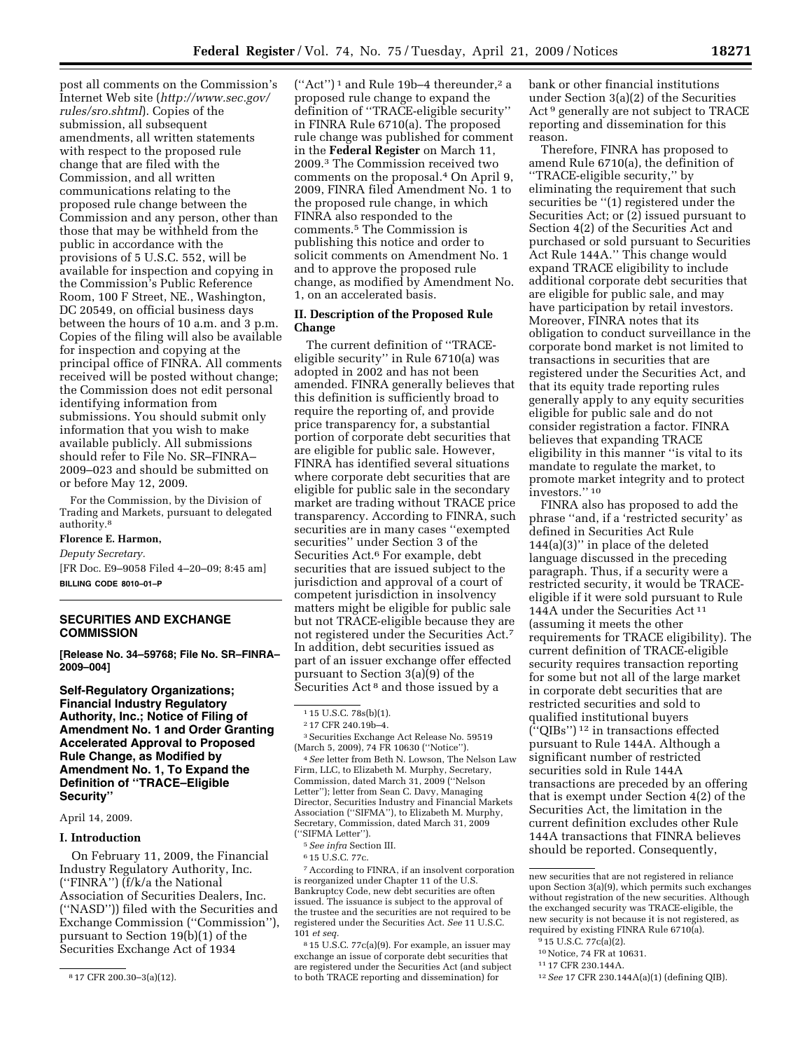post all comments on the Commission's Internet Web site (*http://www.sec.gov/rules/sro.shtml*). Copies of the submission, all subsequent amendments, all written statements with respect to the proposed rule change that are filed with the Commission, and all written communications relating to the proposed rule change between the Commission and any person, other than those that may be withheld from the public in accordance with the provisions of 5 U.S.C. 552, will be available for inspection and copying in the Commission's Public Reference Room, 100 F Street, NE., Washington, DC 20549, on official business days between the hours of 10 a.m. and 3 p.m. Copies of the filing will also be available for inspection and copying at the principal office of FINRA. All comments received will be posted without change; the Commission does not edit personal identifying information from submissions. You should submit only information that you wish to make available publicly. All submissions should refer to File No. SR–FINRA–2009–023 and should be submitted on or before May 12, 2009.

For the Commission, by the Division of Trading and Markets, pursuant to delegated authority.[8]

**Florence E. Harmon,**

*Deputy Secretary.*

[FR Doc. E9–9058 Filed 4–20–09; 8:45 am]

**BILLING CODE 8010–01–P**

[8] 17 CFR 200.30–3(a)(12).

---

## SECURITIES AND EXCHANGE COMMISSION

**[Release No. 34–59768; File No. SR–FINRA–2009–004]**

## Self-Regulatory Organizations; Financial Industry Regulatory Authority, Inc.; Notice of Filing of Amendment No. 1 and Order Granting Accelerated Approval to Proposed Rule Change, as Modified by Amendment No. 1, To Expand the Definition of ''TRACE–Eligible Security''

April 14, 2009.

### I. Introduction

On February 11, 2009, the Financial Industry Regulatory Authority, Inc. (''FINRA'') (f/k/a the National Association of Securities Dealers, Inc. (''NASD'')) filed with the Securities and Exchange Commission (''Commission''), pursuant to Section 19(b)(1) of the Securities Exchange Act of 1934 (''Act'')[1] and Rule 19b–4 thereunder,[2] a proposed rule change to expand the definition of ''TRACE-eligible security'' in FINRA Rule 6710(a). The proposed rule change was published for comment in the **Federal Register** on March 11, 2009.[3] The Commission received two comments on the proposal.[4] On April 9, 2009, FINRA filed Amendment No. 1 to the proposed rule change, in which FINRA also responded to the comments.[5] The Commission is publishing this notice and order to solicit comments on Amendment No. 1 and to approve the proposed rule change, as modified by Amendment No. 1, on an accelerated basis.

### II. Description of the Proposed Rule Change

The current definition of ''TRACE-eligible security'' in Rule 6710(a) was adopted in 2002 and has not been amended. FINRA generally believes that this definition is sufficiently broad to require the reporting of, and provide price transparency for, a substantial portion of corporate debt securities that are eligible for public sale. However, FINRA has identified several situations where corporate debt securities that are eligible for public sale in the secondary market are trading without TRACE price transparency. According to FINRA, such securities are in many cases ''exempted securities'' under Section 3 of the Securities Act.[6] For example, debt securities that are issued subject to the jurisdiction and approval of a court of competent jurisdiction in insolvency matters might be eligible for public sale but not TRACE-eligible because they are not registered under the Securities Act.[7] In addition, debt securities issued as part of an issuer exchange offer effected pursuant to Section 3(a)(9) of the Securities Act[8] and those issued by a bank or other financial institutions under Section 3(a)(2) of the Securities Act[9] generally are not subject to TRACE reporting and dissemination for this reason.

Therefore, FINRA has proposed to amend Rule 6710(a), the definition of ''TRACE-eligible security,'' by eliminating the requirement that such securities be ''(1) registered under the Securities Act; or (2) issued pursuant to Section 4(2) of the Securities Act and purchased or sold pursuant to Securities Act Rule 144A.'' This change would expand TRACE eligibility to include additional corporate debt securities that are eligible for public sale, and may have participation by retail investors. Moreover, FINRA notes that its obligation to conduct surveillance in the corporate bond market is not limited to transactions in securities that are registered under the Securities Act, and that its equity trade reporting rules generally apply to any equity securities eligible for public sale and do not consider registration a factor. FINRA believes that expanding TRACE eligibility in this manner ''is vital to its mandate to regulate the market, to promote market integrity and to protect investors.''[10]

FINRA also has proposed to add the phrase ''and, if a 'restricted security' as defined in Securities Act Rule 144(a)(3)'' in place of the deleted language discussed in the preceding paragraph. Thus, if a security were a restricted security, it would be TRACE-eligible if it were sold pursuant to Rule 144A under the Securities Act[11] (assuming it meets the other requirements for TRACE eligibility). The current definition of TRACE-eligible security requires transaction reporting for some but not all of the large market in corporate debt securities that are restricted securities and sold to qualified institutional buyers (''QIBs'')[12] in transactions effected pursuant to Rule 144A. Although a significant number of restricted securities sold in Rule 144A transactions are preceded by an offering that is exempt under Section 4(2) of the Securities Act, the limitation in the current definition excludes other Rule 144A transactions that FINRA believes should be reported. Consequently,

[1] 15 U.S.C. 78s(b)(1).

[2] 17 CFR 240.19b–4.

[3] Securities Exchange Act Release No. 59519 (March 5, 2009), 74 FR 10630 (''Notice'').

[4] *See* letter from Beth N. Lowson, The Nelson Law Firm, LLC, to Elizabeth M. Murphy, Secretary, Commission, dated March 31, 2009 (''Nelson Letter''); letter from Sean C. Davy, Managing Director, Securities Industry and Financial Markets Association (''SIFMA''), to Elizabeth M. Murphy, Secretary, Commission, dated March 31, 2009 (''SIFMA Letter'').

[5] *See infra* Section III.

[6] 15 U.S.C. 77c.

[7] According to FINRA, if an insolvent corporation is reorganized under Chapter 11 of the U.S. Bankruptcy Code, new debt securities are often issued. The issuance is subject to the approval of the trustee and the securities are not required to be registered under the Securities Act. *See* 11 U.S.C. 101 *et seq.*

[8] 15 U.S.C. 77c(a)(9). For example, an issuer may exchange an issue of corporate debt securities that are registered under the Securities Act (and subject to both TRACE reporting and dissemination) for new securities that are not registered in reliance upon Section 3(a)(9), which permits such exchanges without registration of the new securities. Although the exchanged security was TRACE-eligible, the new security is not because it is not registered, as required by existing FINRA Rule 6710(a).

[9] 15 U.S.C. 77c(a)(2).

[10] Notice, 74 FR at 10631.

[11] 17 CFR 230.144A.

[12] *See* 17 CFR 230.144A(a)(1) (defining QIB).